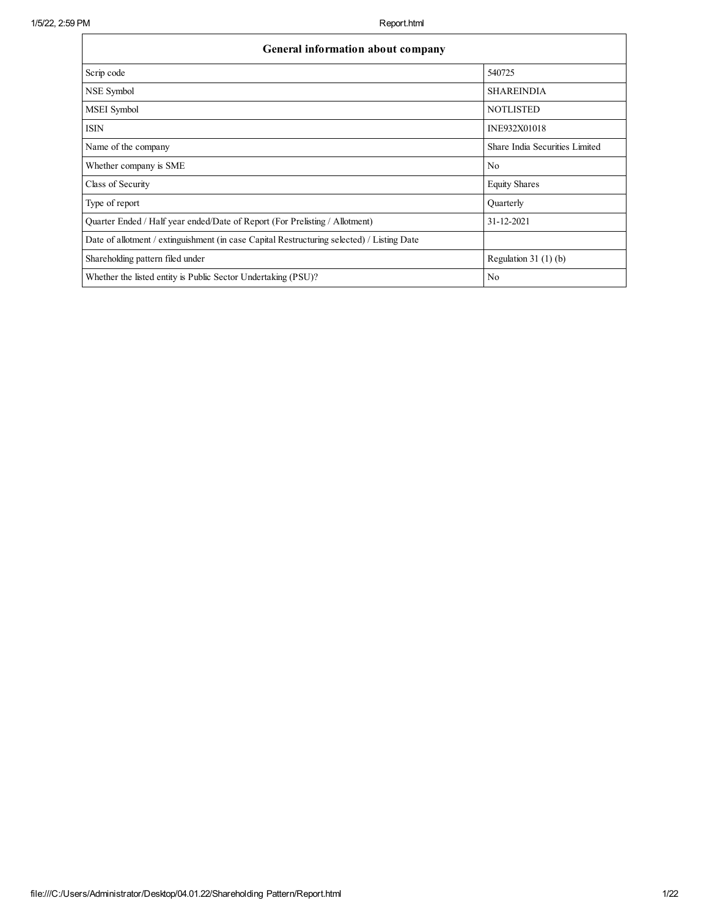| General information about company | |
|---|---|
| Scrip code | 540725 |
| NSE Symbol | SHAREINDIA |
| MSEI Symbol | NOTLISTED |
| ISIN | INE932X01018 |
| Name of the company | Share India Securities Limited |
| Whether company is SME | No |
| Class of Security | Equity Shares |
| Type of report | Quarterly |
| Quarter Ended / Half year ended/Date of Report (For Prelisting / Allotment) | 31-12-2021 |
| Date of allotment / extinguishment (in case Capital Restructuring selected) / Listing Date | |
| Shareholding pattern filed under | Regulation 31 (1) (b) |
| Whether the listed entity is Public Sector Undertaking (PSU)? | No |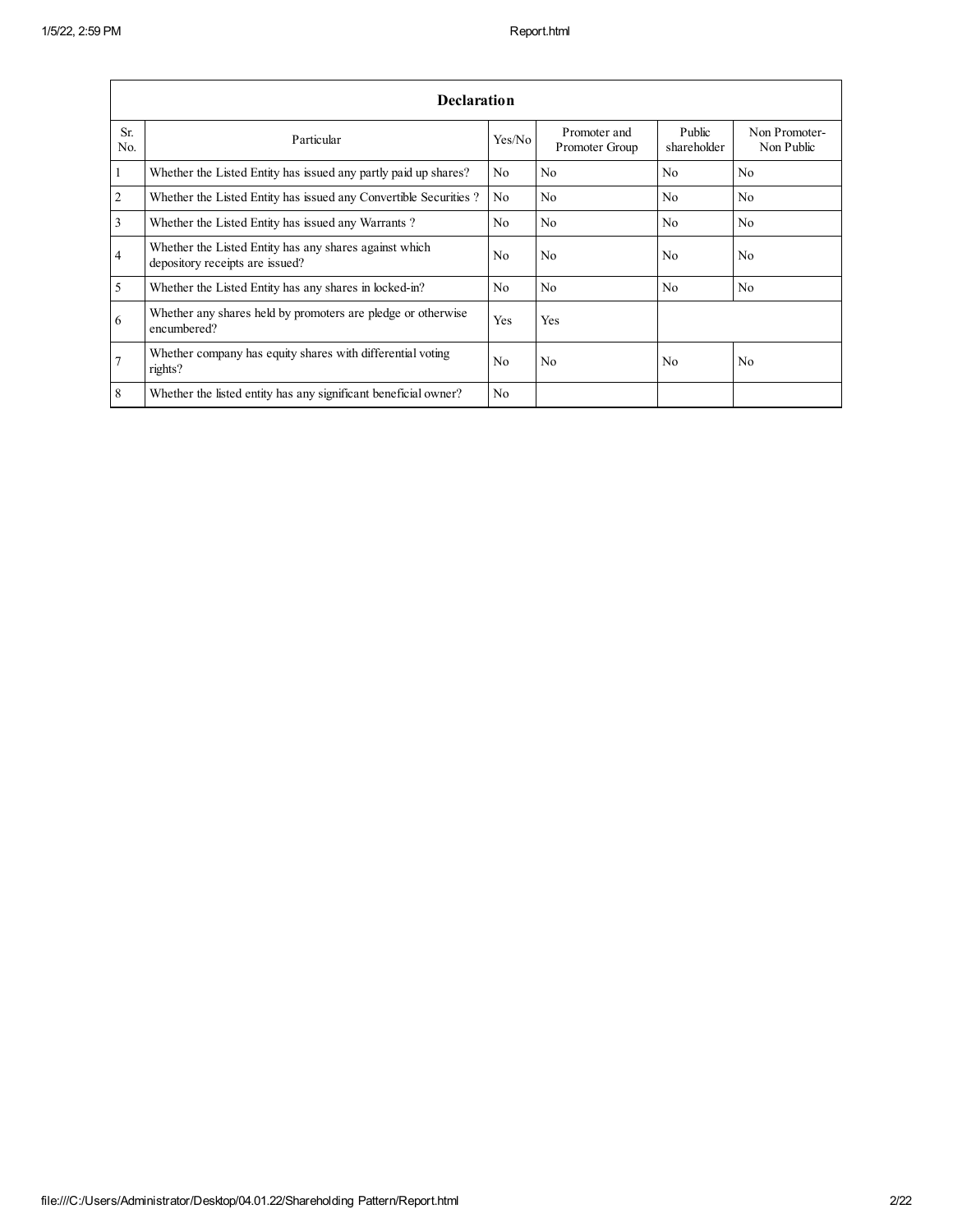| Declaration | | | | | |
|---|---|---|---|---|---|
| Sr. No. | Particular | Yes/No | Promoter and Promoter Group | Public shareholder | Non Promoter-Non Public |
| 1 | Whether the Listed Entity has issued any partly paid up shares? | No | No | No | No |
| 2 | Whether the Listed Entity has issued any Convertible Securities ? | No | No | No | No |
| 3 | Whether the Listed Entity has issued any Warrants ? | No | No | No | No |
| 4 | Whether the Listed Entity has any shares against which depository receipts are issued? | No | No | No | No |
| 5 | Whether the Listed Entity has any shares in locked-in? | No | No | No | No |
| 6 | Whether any shares held by promoters are pledge or otherwise encumbered? | Yes | Yes | | |
| 7 | Whether company has equity shares with differential voting rights? | No | No | No | No |
| 8 | Whether the listed entity has any significant beneficial owner? | No | | | |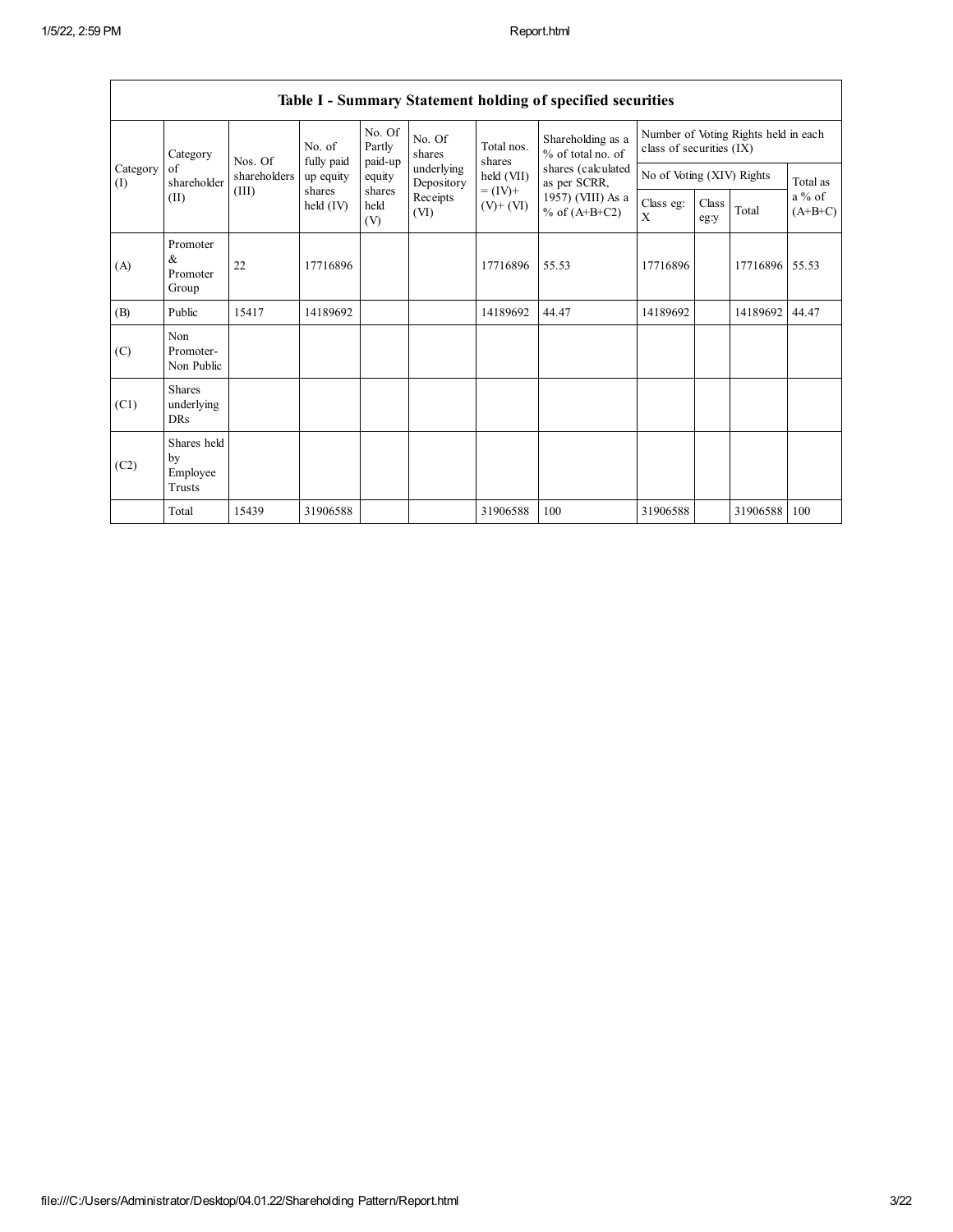## Table I - Summary Statement holding of specified securities

| Category (I) | Category of shareholder (II) | Nos. Of shareholders (III) | No. of fully paid up equity shares held (IV) | No. Of Partly paid-up equity shares held (V) | No. Of shares underlying Depository Receipts (VI) | Total nos. shares held (VII) = (IV)+ (V)+ (VI) | Shareholding as a % of total no. of shares (calculated as per SCRR, 1957) (VIII) As a % of (A+B+C2) | Number of Voting Rights held in each class of securities (IX) | | | |
|---|---|---|---|---|---|---|---|---|---|---|---|
| | | | | | | | | No of Voting (XIV) Rights | | | Total as a % of (A+B+C) |
| | | | | | | | | Class eg: X | Class eg:y | Total | |
| (A) | Promoter & Promoter Group | 22 | 17716896 | | | 17716896 | 55.53 | 17716896 | | 17716896 | 55.53 |
| (B) | Public | 15417 | 14189692 | | | 14189692 | 44.47 | 14189692 | | 14189692 | 44.47 |
| (C) | Non Promoter- Non Public | | | | | | | | | | |
| (C1) | Shares underlying DRs | | | | | | | | | | |
| (C2) | Shares held by Employee Trusts | | | | | | | | | | |
| | Total | 15439 | 31906588 | | | 31906588 | 100 | 31906588 | | 31906588 | 100 |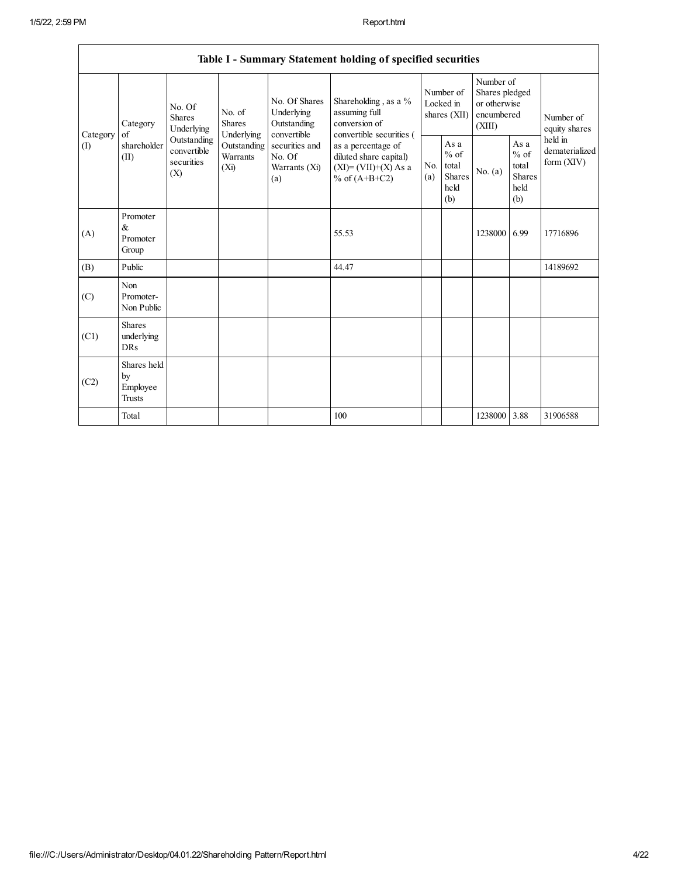| Table I - Summary Statement holding of specified securities | | | | | | | | | | | |
|---|---|---|---|---|---|---|---|---|---|---|---|
| Category (I) | Category of shareholder (II) | No. Of Shares Underlying Outstanding convertible securities (X) | No. of Shares Underlying Outstanding Warrants (Xi) | No. Of Shares Underlying Outstanding convertible securities and No. Of Warrants (Xi) (a) | Shareholding , as a % assuming full conversion of convertible securities ( as a percentage of diluted share capital) (XI)= (VII)+(X) As a % of (A+B+C2) | Number of Locked in shares (XII) | | Number of Shares pledged or otherwise encumbered (XIII) | | Number of equity shares held in dematerialized form (XIV) |
| | | | | | | No. (a) | As a % of total Shares held (b) | No. (a) | As a % of total Shares held (b) | |
| (A) | Promoter & Promoter Group | | | | 55.53 | | | 1238000 | 6.99 | 17716896 |
| (B) | Public | | | | 44.47 | | | | | 14189692 |
| (C) | Non Promoter- Non Public | | | | | | | | | |
| (C1) | Shares underlying DRs | | | | | | | | | |
| (C2) | Shares held by Employee Trusts | | | | | | | | | |
| | Total | | | | 100 | | | 1238000 | 3.88 | 31906588 |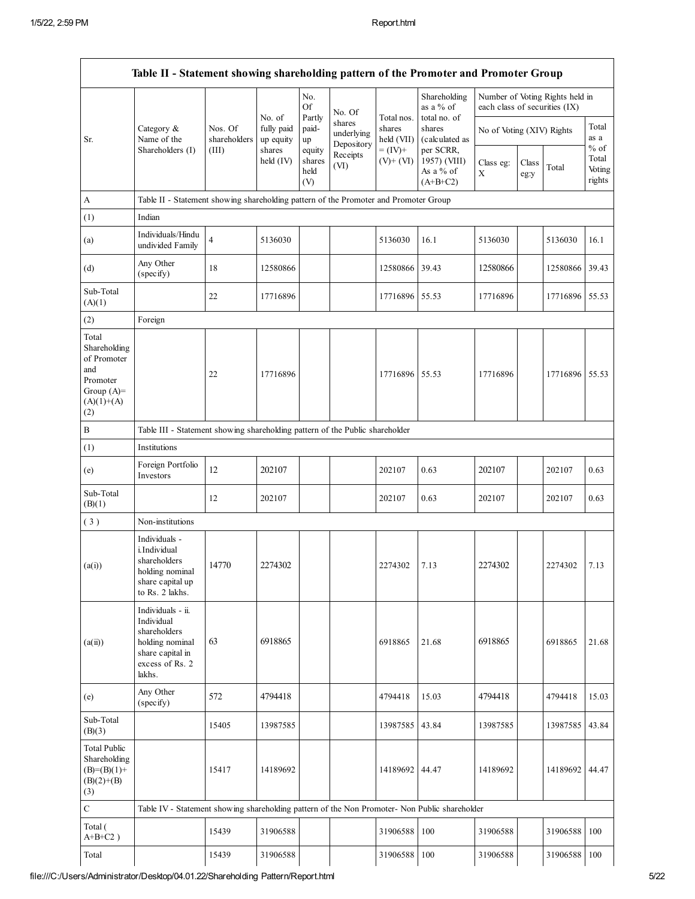| Table II - Statement showing shareholding pattern of the Promoter and Promoter Group | | | | | | | | | | | | |
|---|---|---|---|---|---|---|---|---|---|---|---|---|
| Sr. | Category & Name of the Shareholders (I) | Nos. Of shareholders (III) | No. of fully paid up equity shares held (IV) | No. Of Partly paid-up equity shares held (V) | No. Of shares underlying Depository Receipts (VI) | Total nos. shares held (VII) = (IV)+ (V)+ (VI) | Shareholding as a % of total no. of shares (calculated as per SCRR, 1957) (VIII) As a % of (A+B+C2) | Number of Voting Rights held in each class of securities (IX) | | | |
| | | | | | | | | No of Voting (XIV) Rights | | | Total as a % of Total Voting rights |
| | | | | | | | | Class eg: X | Class eg:y | Total | |
| A | Table II - Statement showing shareholding pattern of the Promoter and Promoter Group | | | | | | | | | | |
| (1) | Indian | | | | | | | | | | |
| (a) | Individuals/Hindu undivided Family | 4 | 5136030 | | | 5136030 | 16.1 | 5136030 | | 5136030 | 16.1 |
| (d) | Any Other (specify) | 18 | 12580866 | | | 12580866 | 39.43 | 12580866 | | 12580866 | 39.43 |
| Sub-Total (A)(1) | | 22 | 17716896 | | | 17716896 | 55.53 | 17716896 | | 17716896 | 55.53 |
| (2) | Foreign | | | | | | | | | | |
| Total Shareholding of Promoter and Promoter Group (A)= (A)(1)+(A)(2) | | 22 | 17716896 | | | 17716896 | 55.53 | 17716896 | | 17716896 | 55.53 |
| B | Table III - Statement showing shareholding pattern of the Public shareholder | | | | | | | | | | |
| (1) | Institutions | | | | | | | | | | |
| (e) | Foreign Portfolio Investors | 12 | 202107 | | | 202107 | 0.63 | 202107 | | 202107 | 0.63 |
| Sub-Total (B)(1) | | 12 | 202107 | | | 202107 | 0.63 | 202107 | | 202107 | 0.63 |
| ( 3 ) | Non-institutions | | | | | | | | | | |
| (a(i)) | Individuals - i.Individual shareholders holding nominal share capital up to Rs. 2 lakhs. | 14770 | 2274302 | | | 2274302 | 7.13 | 2274302 | | 2274302 | 7.13 |
| (a(ii)) | Individuals - ii. Individual shareholders holding nominal share capital in excess of Rs. 2 lakhs. | 63 | 6918865 | | | 6918865 | 21.68 | 6918865 | | 6918865 | 21.68 |
| (e) | Any Other (specify) | 572 | 4794418 | | | 4794418 | 15.03 | 4794418 | | 4794418 | 15.03 |
| Sub-Total (B)(3) | | 15405 | 13987585 | | | 13987585 | 43.84 | 13987585 | | 13987585 | 43.84 |
| Total Public Shareholding (B)=(B)(1)+(B)(2)+(B)(3) | | 15417 | 14189692 | | | 14189692 | 44.47 | 14189692 | | 14189692 | 44.47 |
| C | Table IV - Statement showing shareholding pattern of the Non Promoter- Non Public shareholder | | | | | | | | | | |
| Total ( A+B+C2 ) | | 15439 | 31906588 | | | 31906588 | 100 | 31906588 | | 31906588 | 100 |
| Total | | 15439 | 31906588 | | | 31906588 | 100 | 31906588 | | 31906588 | 100 |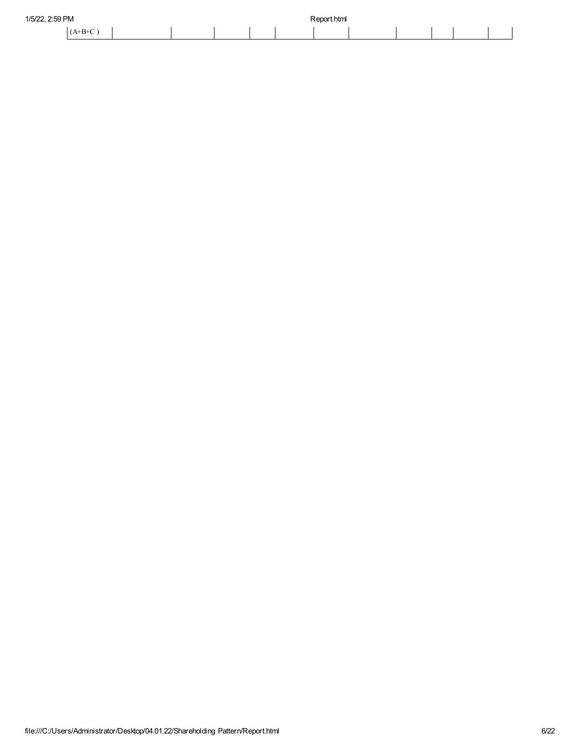| (A+B+C ) | | | | | | | | | | | |
|---|---|---|---|---|---|---|---|---|---|---|---|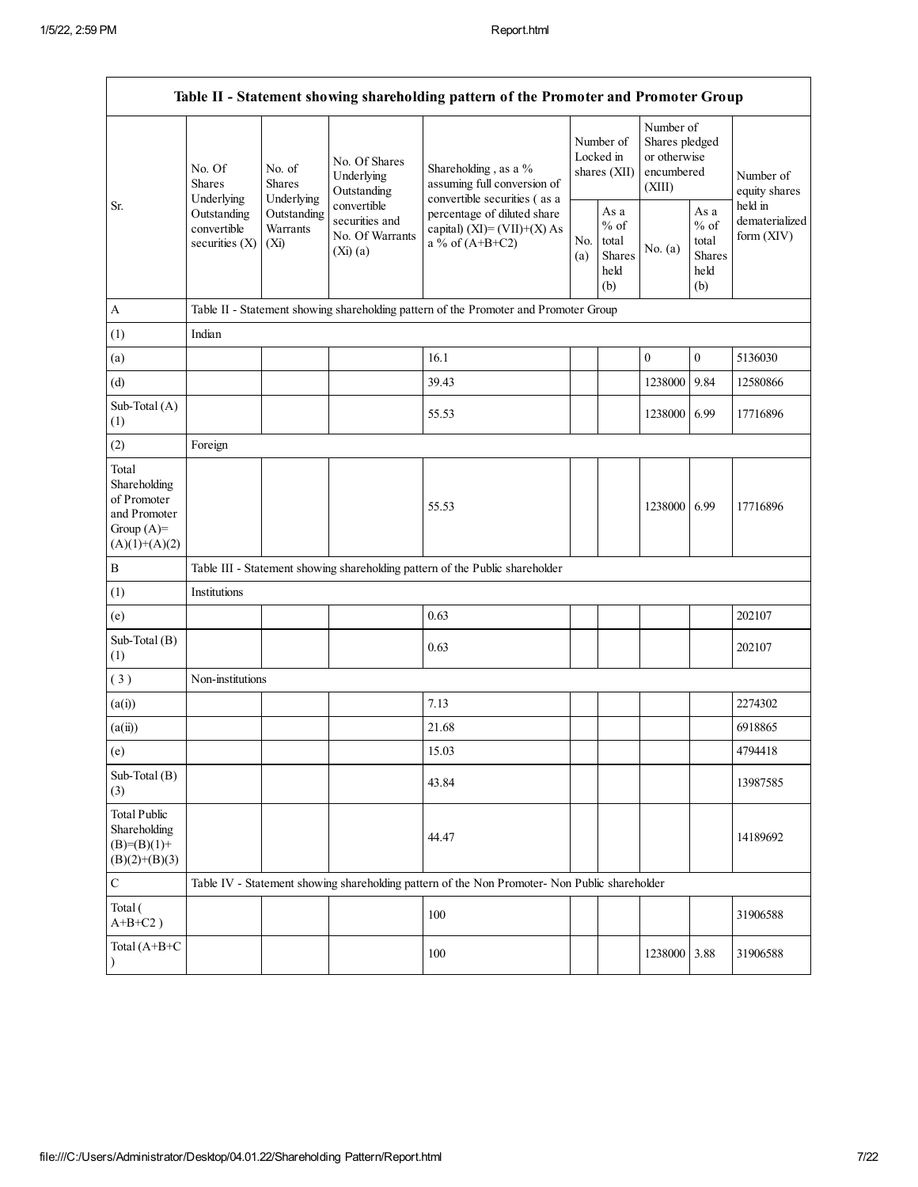| Table II - Statement showing shareholding pattern of the Promoter and Promoter Group | | | | | | | | | |
|---|---|---|---|---|---|---|---|---|---|
| Sr. | No. Of Shares Underlying Outstanding convertible securities (X) | No. of Shares Underlying Outstanding Warrants (Xi) | No. Of Shares Underlying Outstanding convertible securities and No. Of Warrants (Xi) (a) | Shareholding , as a % assuming full conversion of convertible securities ( as a percentage of diluted share capital) (XI)= (VII)+(X) As a % of (A+B+C2) | Number of Locked in shares (XII) | | Number of Shares pledged or otherwise encumbered (XIII) | | Number of equity shares held in dematerialized form (XIV) |
| | | | | | No. (a) | As a % of total Shares held (b) | No. (a) | As a % of total Shares held (b) | |
| A | Table II - Statement showing shareholding pattern of the Promoter and Promoter Group | | | | | | | | |
| (1) | Indian | | | | | | | | |
| (a) | | | | 16.1 | | | 0 | 0 | 5136030 |
| (d) | | | | 39.43 | | | 1238000 | 9.84 | 12580866 |
| Sub-Total (A)(1) | | | | 55.53 | | | 1238000 | 6.99 | 17716896 |
| (2) | Foreign | | | | | | | | |
| Total Shareholding of Promoter and Promoter Group (A)=(A)(1)+(A)(2) | | | | 55.53 | | | 1238000 | 6.99 | 17716896 |
| B | Table III - Statement showing shareholding pattern of the Public shareholder | | | | | | | | |
| (1) | Institutions | | | | | | | | |
| (e) | | | | 0.63 | | | | | 202107 |
| Sub-Total (B)(1) | | | | 0.63 | | | | | 202107 |
| ( 3 ) | Non-institutions | | | | | | | | |
| (a(i)) | | | | 7.13 | | | | | 2274302 |
| (a(ii)) | | | | 21.68 | | | | | 6918865 |
| (e) | | | | 15.03 | | | | | 4794418 |
| Sub-Total (B)(3) | | | | 43.84 | | | | | 13987585 |
| Total Public Shareholding (B)=(B)(1)+(B)(2)+(B)(3) | | | | 44.47 | | | | | 14189692 |
| C | Table IV - Statement showing shareholding pattern of the Non Promoter- Non Public shareholder | | | | | | | | |
| Total ( A+B+C2 ) | | | | 100 | | | | | 31906588 |
| Total (A+B+C ) | | | | 100 | | | 1238000 | 3.88 | 31906588 |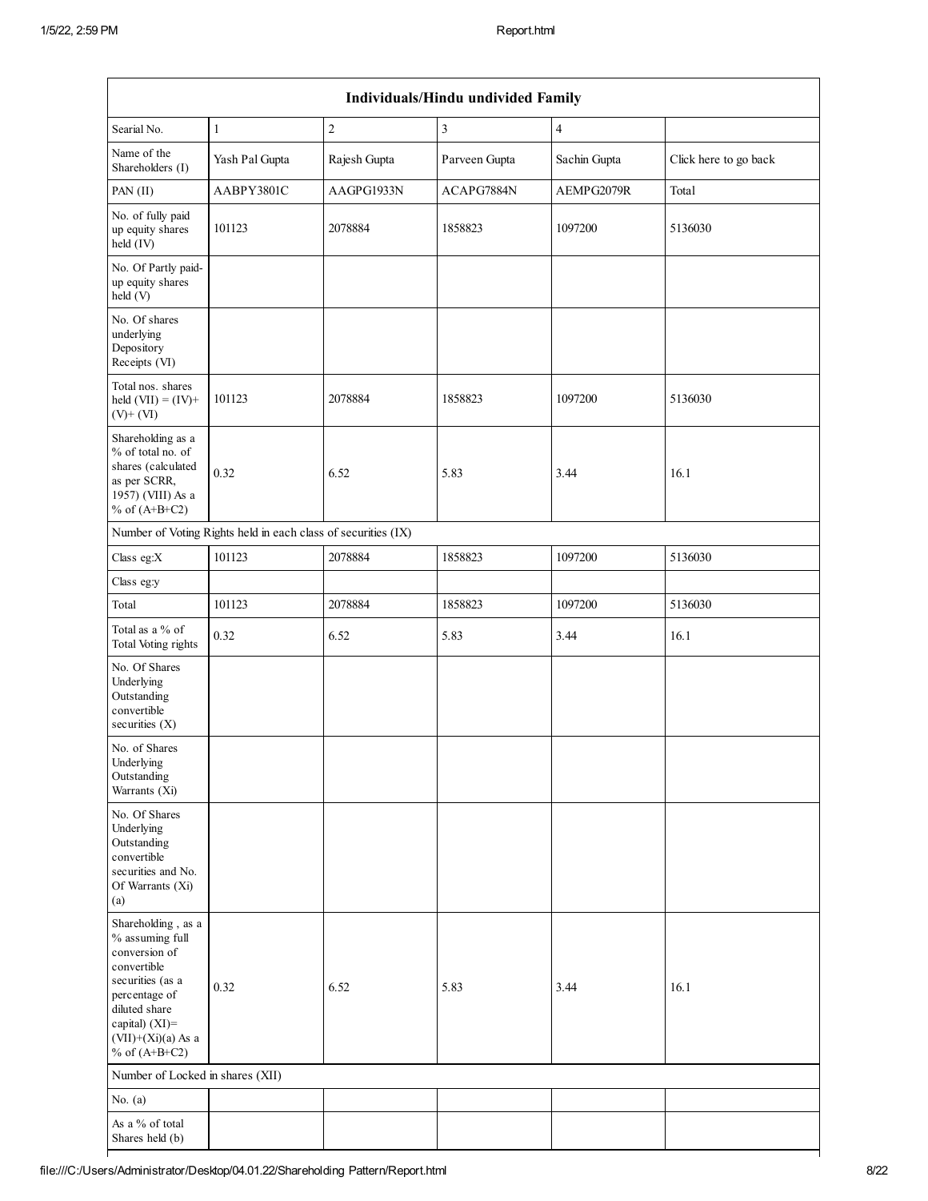| Individuals/Hindu undivided Family | | | | | |
|---|---|---|---|---|---|
| Searial No. | 1 | 2 | 3 | 4 | |
| Name of the Shareholders (I) | Yash Pal Gupta | Rajesh Gupta | Parveen Gupta | Sachin Gupta | Click here to go back |
| PAN (II) | AABPY3801C | AAGPG1933N | ACAPG7884N | AEMPG2079R | Total |
| No. of fully paid up equity shares held (IV) | 101123 | 2078884 | 1858823 | 1097200 | 5136030 |
| No. Of Partly paid-up equity shares held (V) | | | | | |
| No. Of shares underlying Depository Receipts (VI) | | | | | |
| Total nos. shares held (VII) = (IV)+ (V)+ (VI) | 101123 | 2078884 | 1858823 | 1097200 | 5136030 |
| Shareholding as a % of total no. of shares (calculated as per SCRR, 1957) (VIII) As a % of (A+B+C2) | 0.32 | 6.52 | 5.83 | 3.44 | 16.1 |
| Number of Voting Rights held in each class of securities (IX) | | | | | |
| Class eg:X | 101123 | 2078884 | 1858823 | 1097200 | 5136030 |
| Class eg:y | | | | | |
| Total | 101123 | 2078884 | 1858823 | 1097200 | 5136030 |
| Total as a % of Total Voting rights | 0.32 | 6.52 | 5.83 | 3.44 | 16.1 |
| No. Of Shares Underlying Outstanding convertible securities (X) | | | | | |
| No. of Shares Underlying Outstanding Warrants (Xi) | | | | | |
| No. Of Shares Underlying Outstanding convertible securities and No. Of Warrants (Xi) (a) | | | | | |
| Shareholding , as a % assuming full conversion of convertible securities (as a percentage of diluted share capital) (XI)= (VII)+(Xi)(a) As a % of (A+B+C2) | 0.32 | 6.52 | 5.83 | 3.44 | 16.1 |
| Number of Locked in shares (XII) | | | | | |
| No. (a) | | | | | |
| As a % of total Shares held (b) | | | | | |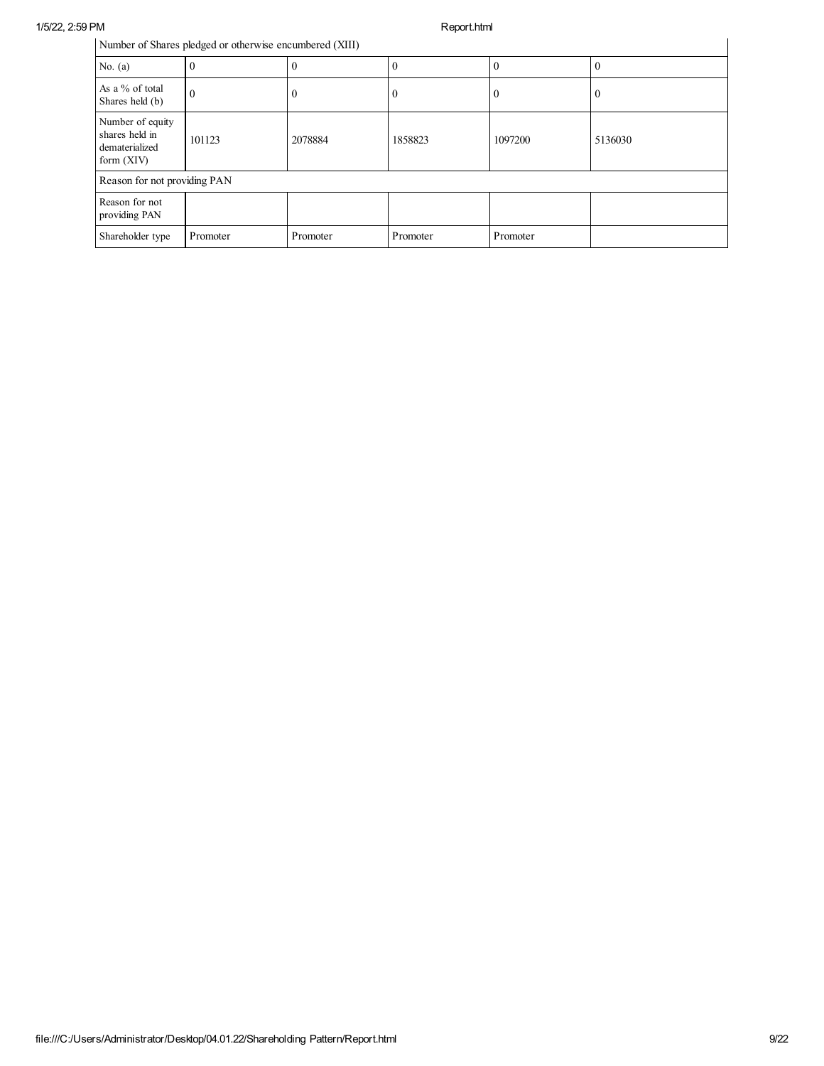| Number of Shares pledged or otherwise encumbered (XIII) | | | | | |
|---|---|---|---|---|---|
| No. (a) | 0 | 0 | 0 | 0 | 0 |
| As a % of total Shares held (b) | 0 | 0 | 0 | 0 | 0 |
| Number of equity shares held in dematerialized form (XIV) | 101123 | 2078884 | 1858823 | 1097200 | 5136030 |
| Reason for not providing PAN | | | | | |
| Reason for not providing PAN | | | | | |
| Shareholder type | Promoter | Promoter | Promoter | Promoter | |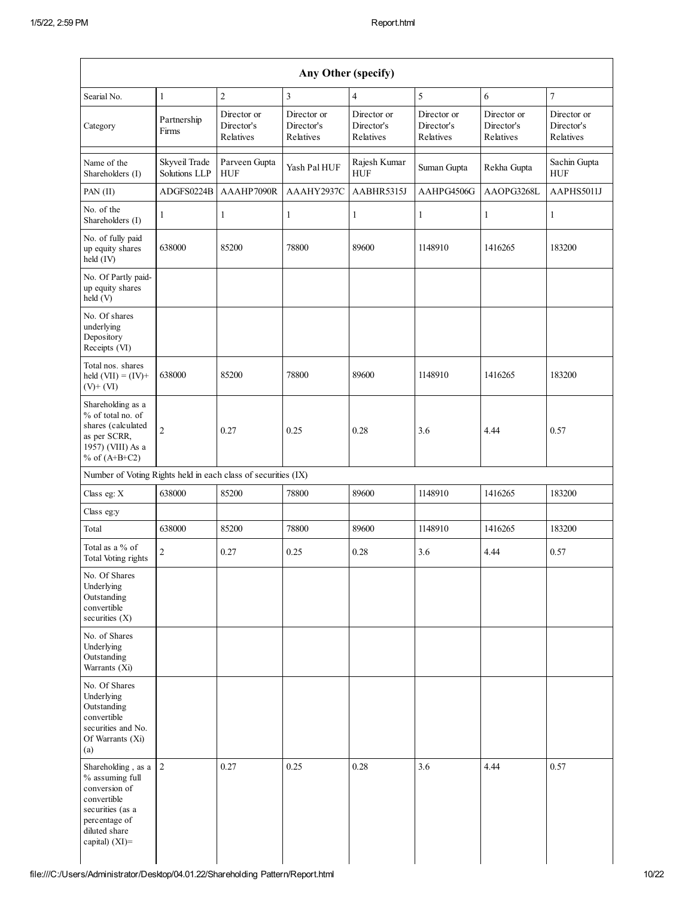| Any Other (specify) | | | | | | | |
|---|---|---|---|---|---|---|---|
| Searial No. | 1 | 2 | 3 | 4 | 5 | 6 | 7 |
| Category | Partnership Firms | Director or Director's Relatives | Director or Director's Relatives | Director or Director's Relatives | Director or Director's Relatives | Director or Director's Relatives | Director or Director's Relatives |
| Name of the Shareholders (I) | Skyveil Trade Solutions LLP | Parveen Gupta HUF | Yash Pal HUF | Rajesh Kumar HUF | Suman Gupta | Rekha Gupta | Sachin Gupta HUF |
| PAN (II) | ADGFS0224B | AAAHP7090R | AAAHY2937C | AABHR5315J | AAHPG4506G | AAOPG3268L | AAPHS5011J |
| No. of the Shareholders (I) | 1 | 1 | 1 | 1 | 1 | 1 | 1 |
| No. of fully paid up equity shares held (IV) | 638000 | 85200 | 78800 | 89600 | 1148910 | 1416265 | 183200 |
| No. Of Partly paid-up equity shares held (V) | | | | | | | |
| No. Of shares underlying Depository Receipts (VI) | | | | | | | |
| Total nos. shares held (VII) = (IV)+ (V)+ (VI) | 638000 | 85200 | 78800 | 89600 | 1148910 | 1416265 | 183200 |
| Shareholding as a % of total no. of shares (calculated as per SCRR, 1957) (VIII) As a % of (A+B+C2) | 2 | 0.27 | 0.25 | 0.28 | 3.6 | 4.44 | 0.57 |
| Number of Voting Rights held in each class of securities (IX) | | | | | | | |
| Class eg: X | 638000 | 85200 | 78800 | 89600 | 1148910 | 1416265 | 183200 |
| Class eg:y | | | | | | | |
| Total | 638000 | 85200 | 78800 | 89600 | 1148910 | 1416265 | 183200 |
| Total as a % of Total Voting rights | 2 | 0.27 | 0.25 | 0.28 | 3.6 | 4.44 | 0.57 |
| No. Of Shares Underlying Outstanding convertible securities (X) | | | | | | | |
| No. of Shares Underlying Outstanding Warrants (Xi) | | | | | | | |
| No. Of Shares Underlying Outstanding convertible securities and No. Of Warrants (Xi) (a) | | | | | | | |
| Shareholding , as a % assuming full conversion of convertible securities (as a percentage of diluted share capital) (XI)= | 2 | 0.27 | 0.25 | 0.28 | 3.6 | 4.44 | 0.57 |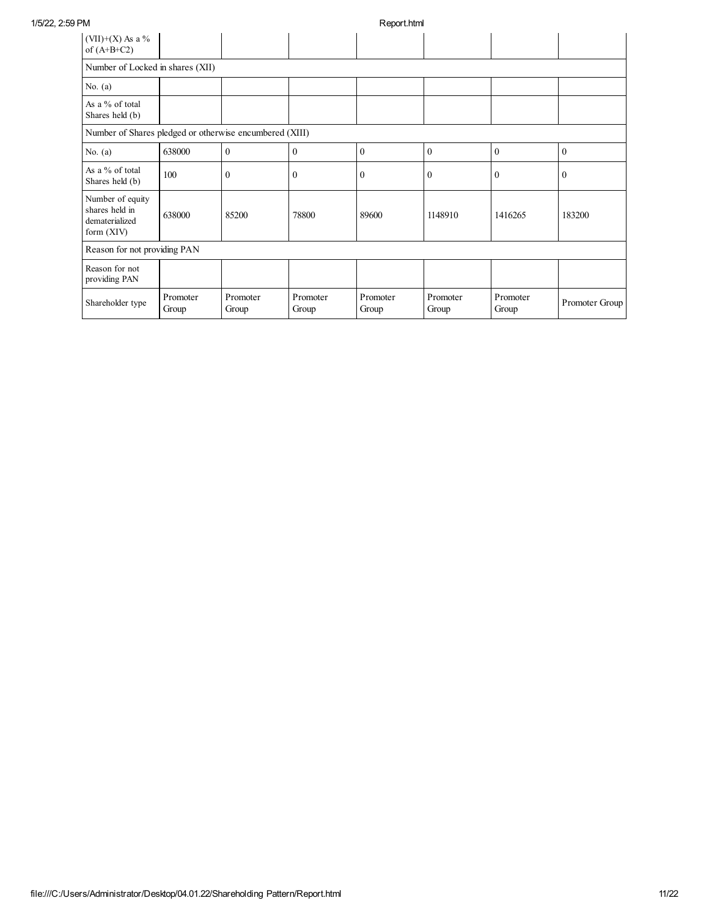| (VII)+(X) As a % of (A+B+C2) | | | | | | | |
|---|---|---|---|---|---|---|---|
| Number of Locked in shares (XII) | | | | | | | |
| No. (a) | | | | | | | |
| As a % of total Shares held (b) | | | | | | | |
| Number of Shares pledged or otherwise encumbered (XIII) | | | | | | | |
| No. (a) | 638000 | 0 | 0 | 0 | 0 | 0 | 0 |
| As a % of total Shares held (b) | 100 | 0 | 0 | 0 | 0 | 0 | 0 |
| Number of equity shares held in dematerialized form (XIV) | 638000 | 85200 | 78800 | 89600 | 1148910 | 1416265 | 183200 |
| Reason for not providing PAN | | | | | | | |
| Reason for not providing PAN | | | | | | | |
| Shareholder type | Promoter Group | Promoter Group | Promoter Group | Promoter Group | Promoter Group | Promoter Group | Promoter Group |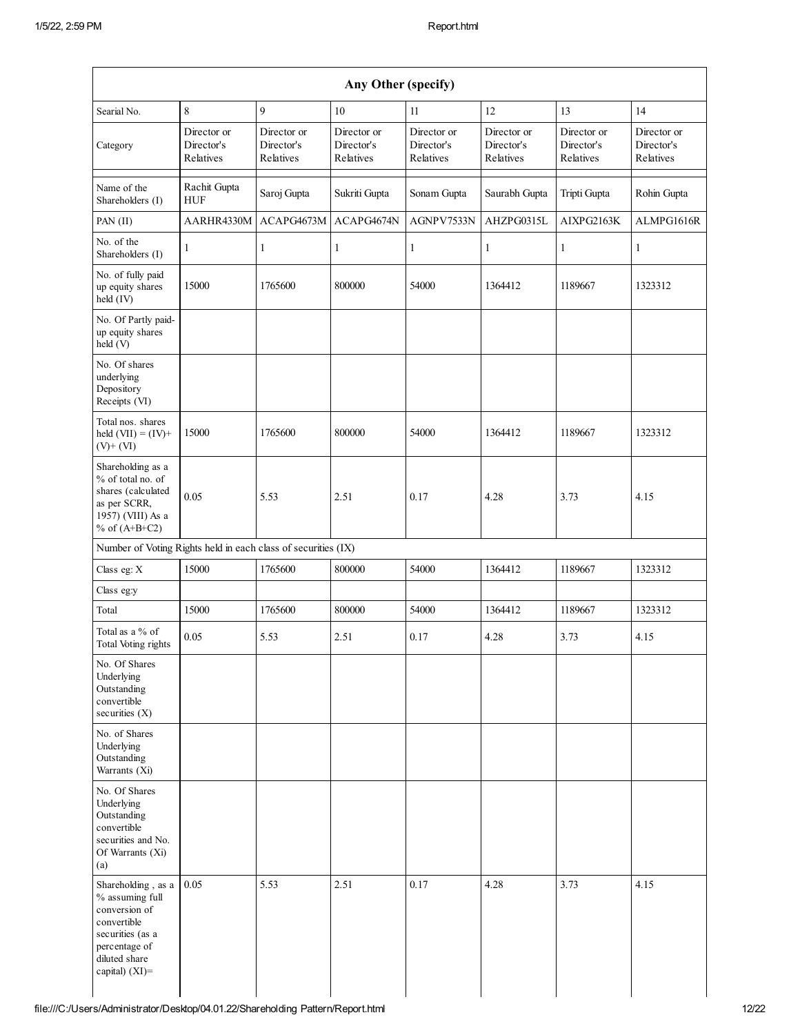| Any Other (specify) | | | | | | | |
|---|---|---|---|---|---|---|---|
| Searial No. | 8 | 9 | 10 | 11 | 12 | 13 | 14 |
| Category | Director or Director's Relatives | Director or Director's Relatives | Director or Director's Relatives | Director or Director's Relatives | Director or Director's Relatives | Director or Director's Relatives | Director or Director's Relatives |
| Name of the Shareholders (I) | Rachit Gupta HUF | Saroj Gupta | Sukriti Gupta | Sonam Gupta | Saurabh Gupta | Tripti Gupta | Rohin Gupta |
| PAN (II) | AARHR4330M | ACAPG4673M | ACAPG4674N | AGNPV7533N | AHZPG0315L | AIXPG2163K | ALMPG1616R |
| No. of the Shareholders (I) | 1 | 1 | 1 | 1 | 1 | 1 | 1 |
| No. of fully paid up equity shares held (IV) | 15000 | 1765600 | 800000 | 54000 | 1364412 | 1189667 | 1323312 |
| No. Of Partly paid-up equity shares held (V) | | | | | | | |
| No. Of shares underlying Depository Receipts (VI) | | | | | | | |
| Total nos. shares held (VII) = (IV)+ (V)+ (VI) | 15000 | 1765600 | 800000 | 54000 | 1364412 | 1189667 | 1323312 |
| Shareholding as a % of total no. of shares (calculated as per SCRR, 1957) (VIII) As a % of (A+B+C2) | 0.05 | 5.53 | 2.51 | 0.17 | 4.28 | 3.73 | 4.15 |
| Number of Voting Rights held in each class of securities (IX) | | | | | | | |
| Class eg: X | 15000 | 1765600 | 800000 | 54000 | 1364412 | 1189667 | 1323312 |
| Class eg:y | | | | | | | |
| Total | 15000 | 1765600 | 800000 | 54000 | 1364412 | 1189667 | 1323312 |
| Total as a % of Total Voting rights | 0.05 | 5.53 | 2.51 | 0.17 | 4.28 | 3.73 | 4.15 |
| No. Of Shares Underlying Outstanding convertible securities (X) | | | | | | | |
| No. of Shares Underlying Outstanding Warrants (Xi) | | | | | | | |
| No. Of Shares Underlying Outstanding convertible securities and No. Of Warrants (Xi) (a) | | | | | | | |
| Shareholding , as a % assuming full conversion of convertible securities (as a percentage of diluted share capital) (XI)= | 0.05 | 5.53 | 2.51 | 0.17 | 4.28 | 3.73 | 4.15 |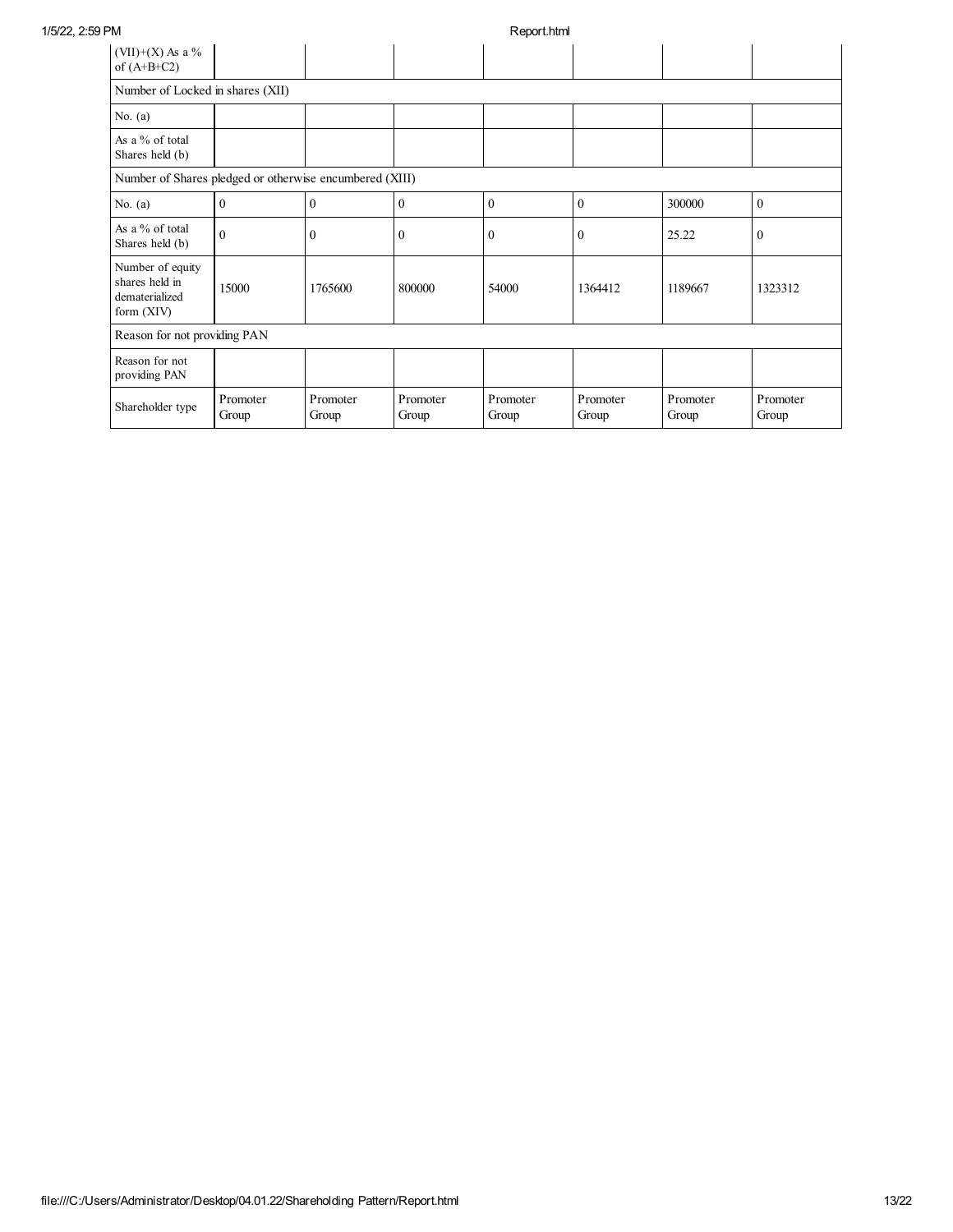| (VII)+(X) As a % of (A+B+C2) | | | | | | | |
|---|---|---|---|---|---|---|---|
| Number of Locked in shares (XII) | | | | | | | |
| No. (a) | | | | | | | |
| As a % of total Shares held (b) | | | | | | | |
| Number of Shares pledged or otherwise encumbered (XIII) | | | | | | | |
| No. (a) | 0 | 0 | 0 | 0 | 0 | 300000 | 0 |
| As a % of total Shares held (b) | 0 | 0 | 0 | 0 | 0 | 25.22 | 0 |
| Number of equity shares held in dematerialized form (XIV) | 15000 | 1765600 | 800000 | 54000 | 1364412 | 1189667 | 1323312 |
| Reason for not providing PAN | | | | | | | |
| Reason for not providing PAN | | | | | | | |
| Shareholder type | Promoter Group | Promoter Group | Promoter Group | Promoter Group | Promoter Group | Promoter Group | Promoter Group |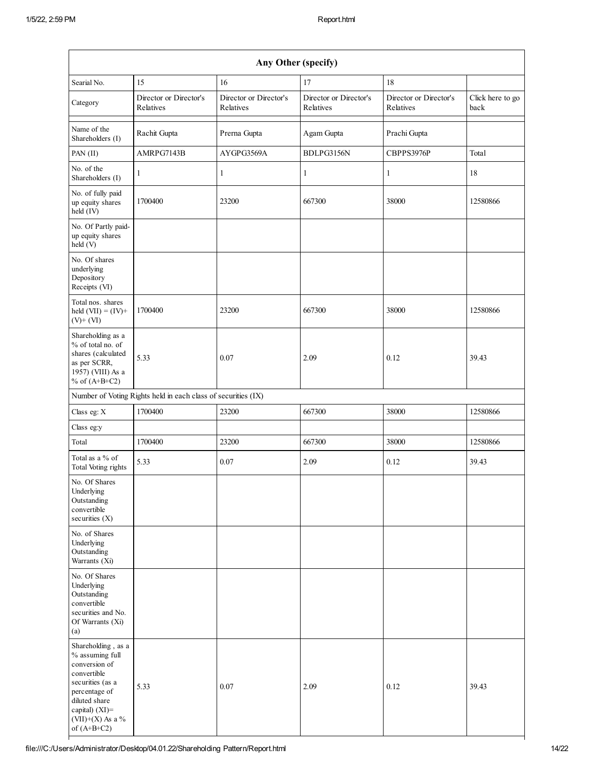| Any Other (specify) | | | | | |
|---|---|---|---|---|---|
| Searial No. | 15 | 16 | 17 | 18 | |
| Category | Director or Director's Relatives | Director or Director's Relatives | Director or Director's Relatives | Director or Director's Relatives | Click here to go back |
| Name of the Shareholders (I) | Rachit Gupta | Prerna Gupta | Agam Gupta | Prachi Gupta | |
| PAN (II) | AMRPG7143B | AYGPG3569A | BDLPG3156N | CBPPS3976P | Total |
| No. of the Shareholders (I) | 1 | 1 | 1 | 1 | 18 |
| No. of fully paid up equity shares held (IV) | 1700400 | 23200 | 667300 | 38000 | 12580866 |
| No. Of Partly paid-up equity shares held (V) | | | | | |
| No. Of shares underlying Depository Receipts (VI) | | | | | |
| Total nos. shares held (VII) = (IV)+(V)+ (VI) | 1700400 | 23200 | 667300 | 38000 | 12580866 |
| Shareholding as a % of total no. of shares (calculated as per SCRR, 1957) (VIII) As a % of (A+B+C2) | 5.33 | 0.07 | 2.09 | 0.12 | 39.43 |
| Number of Voting Rights held in each class of securities (IX) | | | | | |
| Class eg: X | 1700400 | 23200 | 667300 | 38000 | 12580866 |
| Class eg:y | | | | | |
| Total | 1700400 | 23200 | 667300 | 38000 | 12580866 |
| Total as a % of Total Voting rights | 5.33 | 0.07 | 2.09 | 0.12 | 39.43 |
| No. Of Shares Underlying Outstanding convertible securities (X) | | | | | |
| No. of Shares Underlying Outstanding Warrants (Xi) | | | | | |
| No. Of Shares Underlying Outstanding convertible securities and No. Of Warrants (Xi) (a) | | | | | |
| Shareholding , as a % assuming full conversion of convertible securities (as a percentage of diluted share capital) (XI)= (VII)+(X) As a % of (A+B+C2) | 5.33 | 0.07 | 2.09 | 0.12 | 39.43 |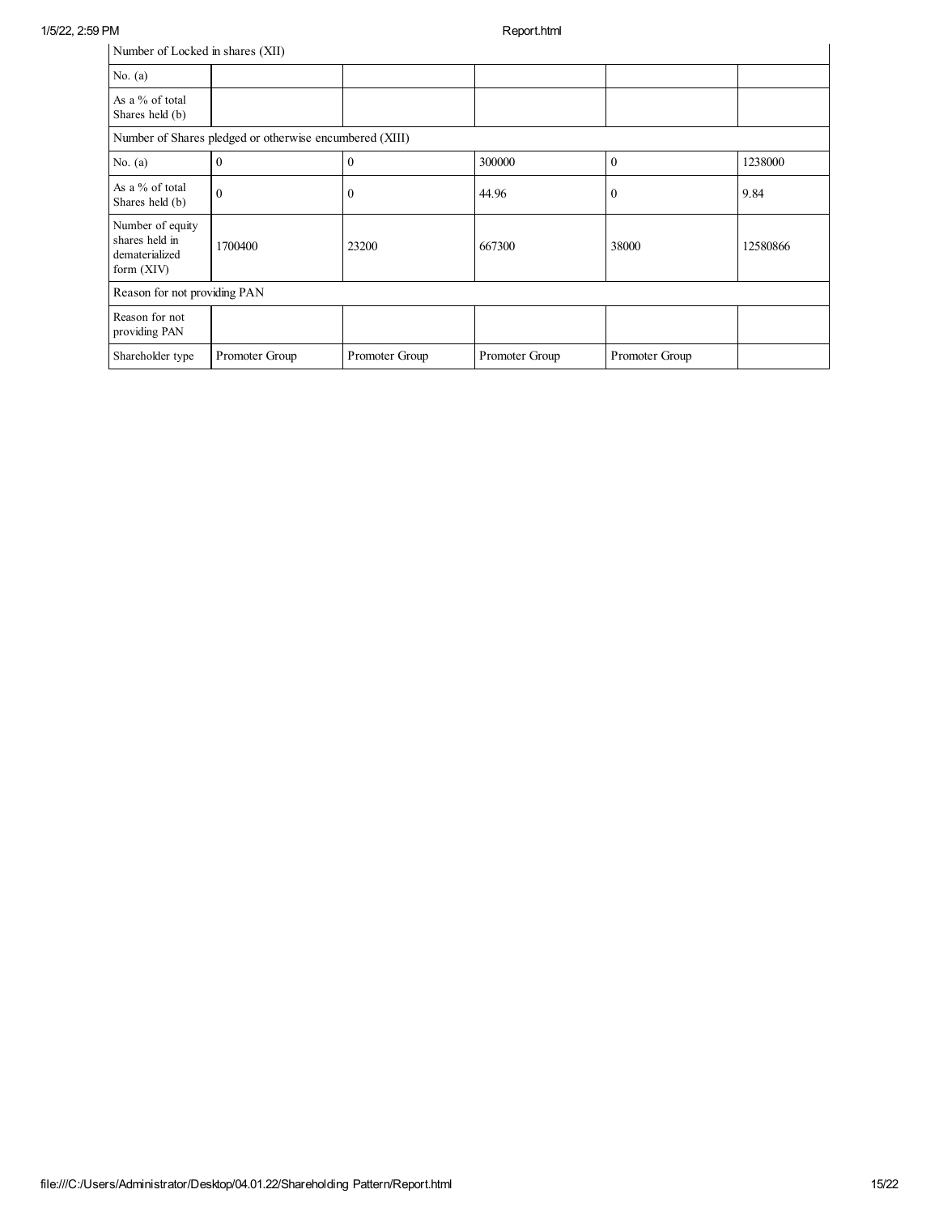| Number of Locked in shares (XII) | | | | | |
|---|---|---|---|---|---|
| No. (a) | | | | | |
| As a % of total Shares held (b) | | | | | |
| Number of Shares pledged or otherwise encumbered (XIII) | | | | | |
| No. (a) | 0 | 0 | 300000 | 0 | 1238000 |
| As a % of total Shares held (b) | 0 | 0 | 44.96 | 0 | 9.84 |
| Number of equity shares held in dematerialized form (XIV) | 1700400 | 23200 | 667300 | 38000 | 12580866 |
| Reason for not providing PAN | | | | | |
| Reason for not providing PAN | | | | | |
| Shareholder type | Promoter Group | Promoter Group | Promoter Group | Promoter Group | |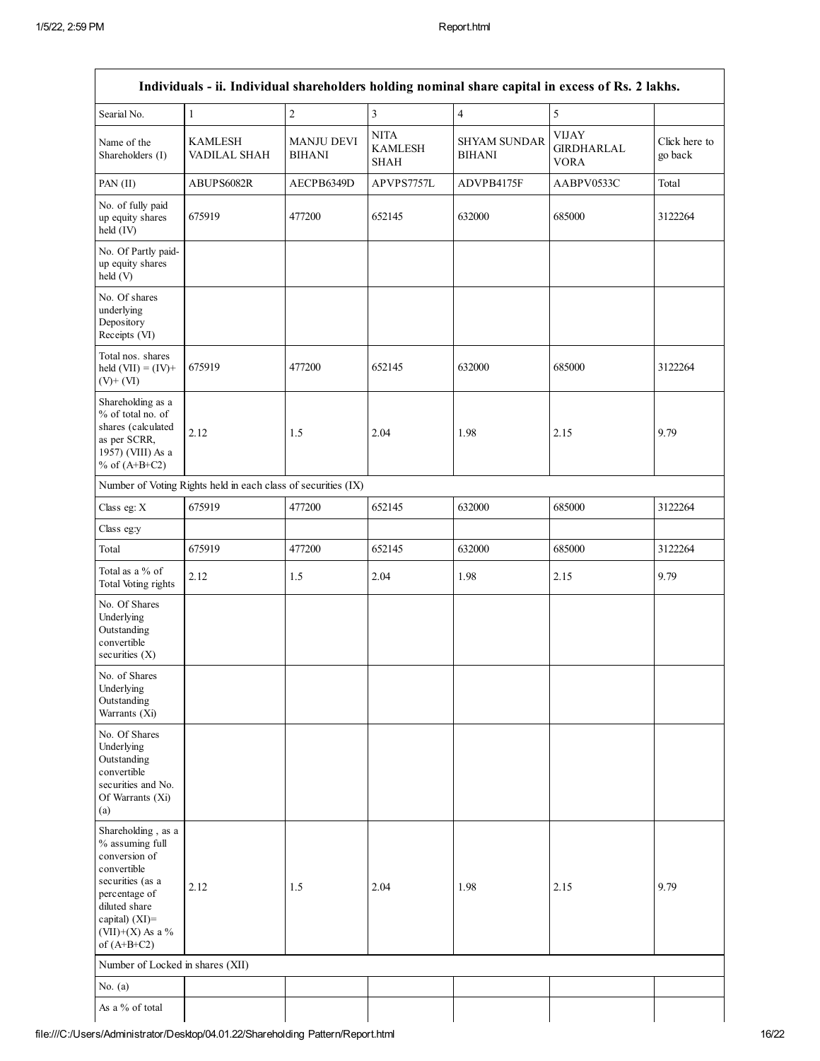| Individuals - ii. Individual shareholders holding nominal share capital in excess of Rs. 2 lakhs. | | | | | | |
|---|---|---|---|---|---|---|
| Searial No. | 1 | 2 | 3 | 4 | 5 | |
| Name of the Shareholders (I) | KAMLESH VADILAL SHAH | MANJU DEVI BIHANI | NITA KAMLESH SHAH | SHYAM SUNDAR BIHANI | VIJAY GIRDHARLAL VORA | Click here to go back |
| PAN (II) | ABUPS6082R | AECPB6349D | APVPS7757L | ADVPB4175F | AABPV0533C | Total |
| No. of fully paid up equity shares held (IV) | 675919 | 477200 | 652145 | 632000 | 685000 | 3122264 |
| No. Of Partly paid-up equity shares held (V) | | | | | | |
| No. Of shares underlying Depository Receipts (VI) | | | | | | |
| Total nos. shares held (VII) = (IV)+(V)+ (VI) | 675919 | 477200 | 652145 | 632000 | 685000 | 3122264 |
| Shareholding as a % of total no. of shares (calculated as per SCRR, 1957) (VIII) As a % of (A+B+C2) | 2.12 | 1.5 | 2.04 | 1.98 | 2.15 | 9.79 |
| Number of Voting Rights held in each class of securities (IX) | | | | | | |
| Class eg: X | 675919 | 477200 | 652145 | 632000 | 685000 | 3122264 |
| Class eg:y | | | | | | |
| Total | 675919 | 477200 | 652145 | 632000 | 685000 | 3122264 |
| Total as a % of Total Voting rights | 2.12 | 1.5 | 2.04 | 1.98 | 2.15 | 9.79 |
| No. Of Shares Underlying Outstanding convertible securities (X) | | | | | | |
| No. of Shares Underlying Outstanding Warrants (Xi) | | | | | | |
| No. Of Shares Underlying Outstanding convertible securities and No. Of Warrants (Xi) (a) | | | | | | |
| Shareholding , as a % assuming full conversion of convertible securities (as a percentage of diluted share capital) (XI)= (VII)+(X) As a % of (A+B+C2) | 2.12 | 1.5 | 2.04 | 1.98 | 2.15 | 9.79 |
| Number of Locked in shares (XII) | | | | | | |
| No. (a) | | | | | | |
| As a % of total | | | | | | |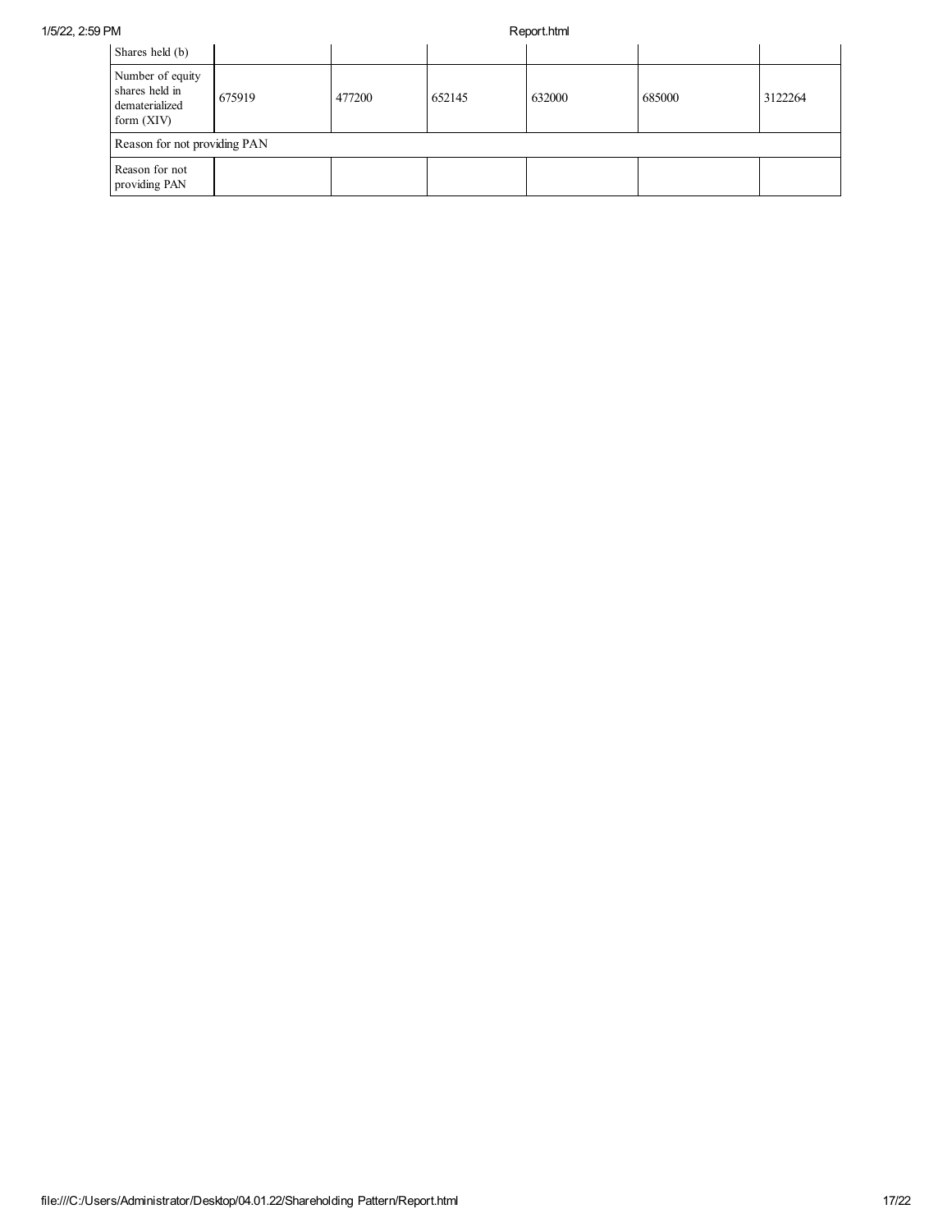| Shares held (b) | | | | | | |
|---|---|---|---|---|---|---|
| Number of equity shares held in dematerialized form (XIV) | 675919 | 477200 | 652145 | 632000 | 685000 | 3122264 |
| Reason for not providing PAN | | | | | | |
| Reason for not providing PAN | | | | | | |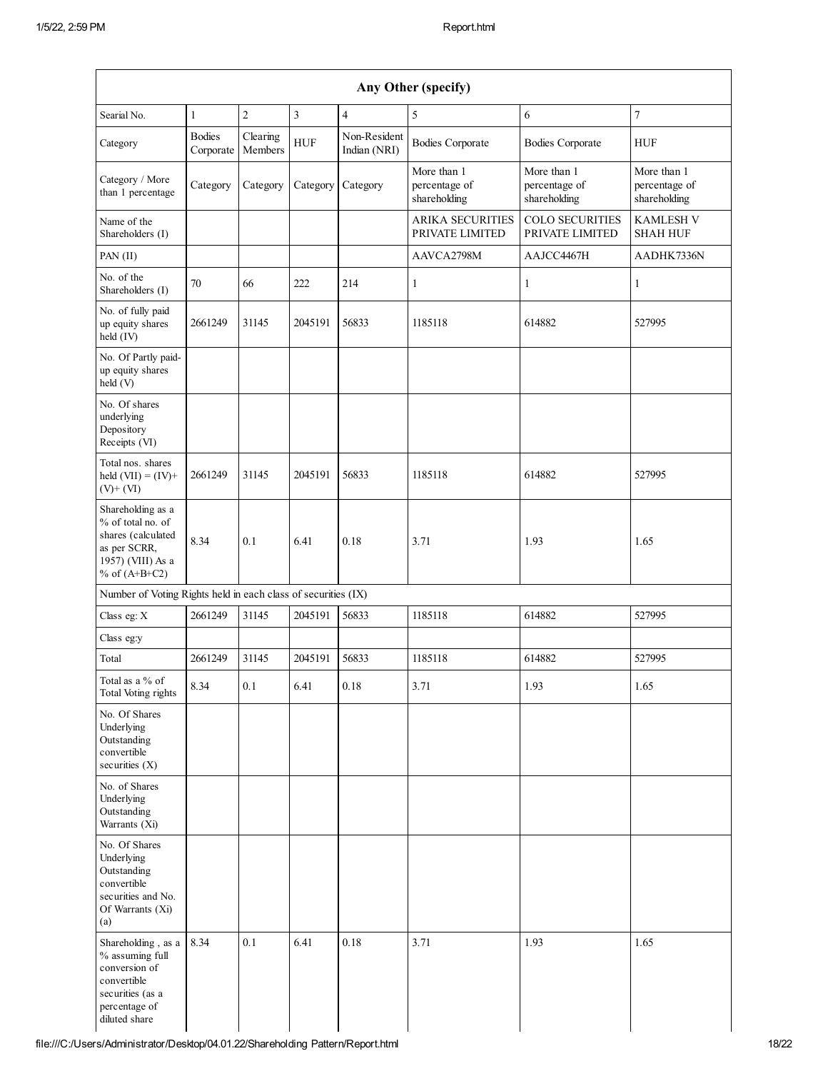| Any Other (specify) | | | | | | | |
|---|---|---|---|---|---|---|---|
| Searial No. | 1 | 2 | 3 | 4 | 5 | 6 | 7 |
| Category | Bodies Corporate | Clearing Members | HUF | Non-Resident Indian (NRI) | Bodies Corporate | Bodies Corporate | HUF |
| Category / More than 1 percentage | Category | Category | Category | Category | More than 1 percentage of shareholding | More than 1 percentage of shareholding | More than 1 percentage of shareholding |
| Name of the Shareholders (I) | | | | | ARIKA SECURITIES PRIVATE LIMITED | COLO SECURITIES PRIVATE LIMITED | KAMLESH V SHAH HUF |
| PAN (II) | | | | | AAVCA2798M | AAJCC4467H | AADHK7336N |
| No. of the Shareholders (I) | 70 | 66 | 222 | 214 | 1 | 1 | 1 |
| No. of fully paid up equity shares held (IV) | 2661249 | 31145 | 2045191 | 56833 | 1185118 | 614882 | 527995 |
| No. Of Partly paid-up equity shares held (V) | | | | | | | |
| No. Of shares underlying Depository Receipts (VI) | | | | | | | |
| Total nos. shares held (VII) = (IV)+ (V)+ (VI) | 2661249 | 31145 | 2045191 | 56833 | 1185118 | 614882 | 527995 |
| Shareholding as a % of total no. of shares (calculated as per SCRR, 1957) (VIII) As a % of (A+B+C2) | 8.34 | 0.1 | 6.41 | 0.18 | 3.71 | 1.93 | 1.65 |
| Number of Voting Rights held in each class of securities (IX) | | | | | | | |
| Class eg: X | 2661249 | 31145 | 2045191 | 56833 | 1185118 | 614882 | 527995 |
| Class eg:y | | | | | | | |
| Total | 2661249 | 31145 | 2045191 | 56833 | 1185118 | 614882 | 527995 |
| Total as a % of Total Voting rights | 8.34 | 0.1 | 6.41 | 0.18 | 3.71 | 1.93 | 1.65 |
| No. Of Shares Underlying Outstanding convertible securities (X) | | | | | | | |
| No. of Shares Underlying Outstanding Warrants (Xi) | | | | | | | |
| No. Of Shares Underlying Outstanding convertible securities and No. Of Warrants (Xi) (a) | | | | | | | |
| Shareholding , as a % assuming full conversion of convertible securities (as a percentage of diluted share | 8.34 | 0.1 | 6.41 | 0.18 | 3.71 | 1.93 | 1.65 |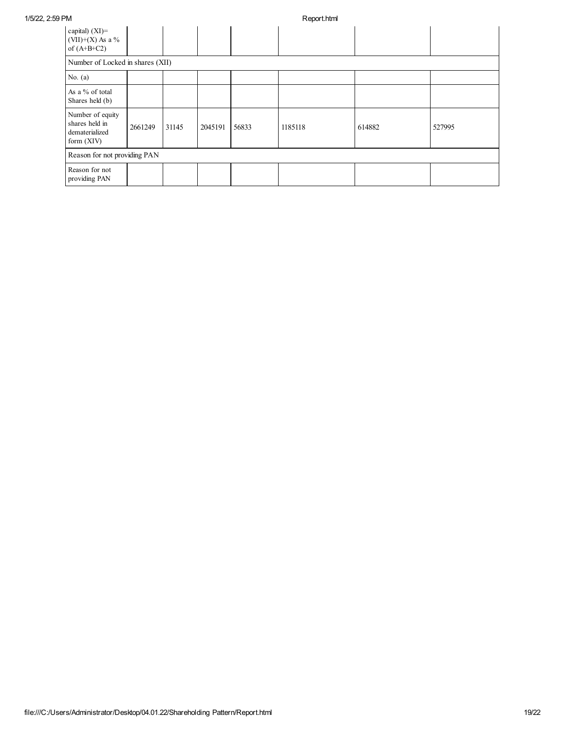| capital) (XI)= (VII)+(X) As a % of (A+B+C2) | | | | | | | |
|---|---|---|---|---|---|---|---|
| Number of Locked in shares (XII) | | | | | | | |
| No. (a) | | | | | | | |
| As a % of total Shares held (b) | | | | | | | |
| Number of equity shares held in dematerialized form (XIV) | 2661249 | 31145 | 2045191 | 56833 | 1185118 | 614882 | 527995 |
| Reason for not providing PAN | | | | | | | |
| Reason for not providing PAN | | | | | | | |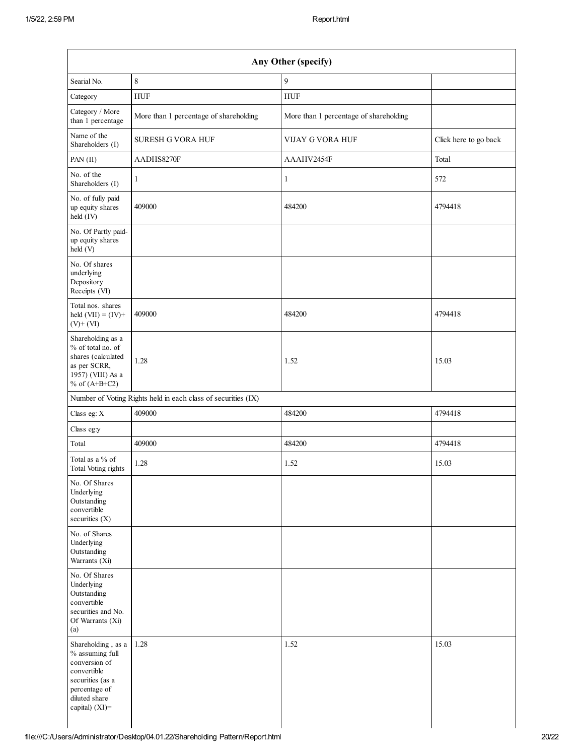| Any Other (specify) | | | |
|---|---|---|---|
| Searial No. | 8 | 9 | |
| Category | HUF | HUF | |
| Category / More than 1 percentage | More than 1 percentage of shareholding | More than 1 percentage of shareholding | |
| Name of the Shareholders (I) | SURESH G VORA HUF | VIJAY G VORA HUF | Click here to go back |
| PAN (II) | AADHS8270F | AAAHV2454F | Total |
| No. of the Shareholders (I) | 1 | 1 | 572 |
| No. of fully paid up equity shares held (IV) | 409000 | 484200 | 4794418 |
| No. Of Partly paid-up equity shares held (V) | | | |
| No. Of shares underlying Depository Receipts (VI) | | | |
| Total nos. shares held (VII) = (IV)+ (V)+ (VI) | 409000 | 484200 | 4794418 |
| Shareholding as a % of total no. of shares (calculated as per SCRR, 1957) (VIII) As a % of (A+B+C2) | 1.28 | 1.52 | 15.03 |
| Number of Voting Rights held in each class of securities (IX) | | | |
| Class eg: X | 409000 | 484200 | 4794418 |
| Class eg:y | | | |
| Total | 409000 | 484200 | 4794418 |
| Total as a % of Total Voting rights | 1.28 | 1.52 | 15.03 |
| No. Of Shares Underlying Outstanding convertible securities (X) | | | |
| No. of Shares Underlying Outstanding Warrants (Xi) | | | |
| No. Of Shares Underlying Outstanding convertible securities and No. Of Warrants (Xi) (a) | | | |
| Shareholding , as a % assuming full conversion of convertible securities (as a percentage of diluted share capital) (XI)= | 1.28 | 1.52 | 15.03 |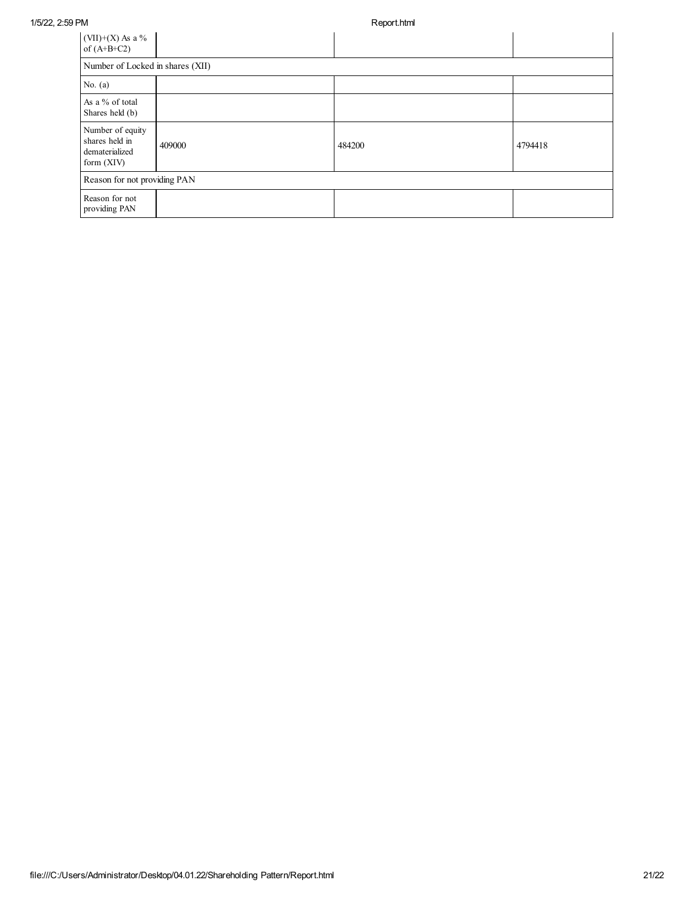| (VII)+(X) As a % of (A+B+C2) | | | |
|---|---|---|---|
| Number of Locked in shares (XII) | | | |
| No. (a) | | | |
| As a % of total Shares held (b) | | | |
| Number of equity shares held in dematerialized form (XIV) | 409000 | 484200 | 4794418 |
| Reason for not providing PAN | | | |
| Reason for not providing PAN | | | |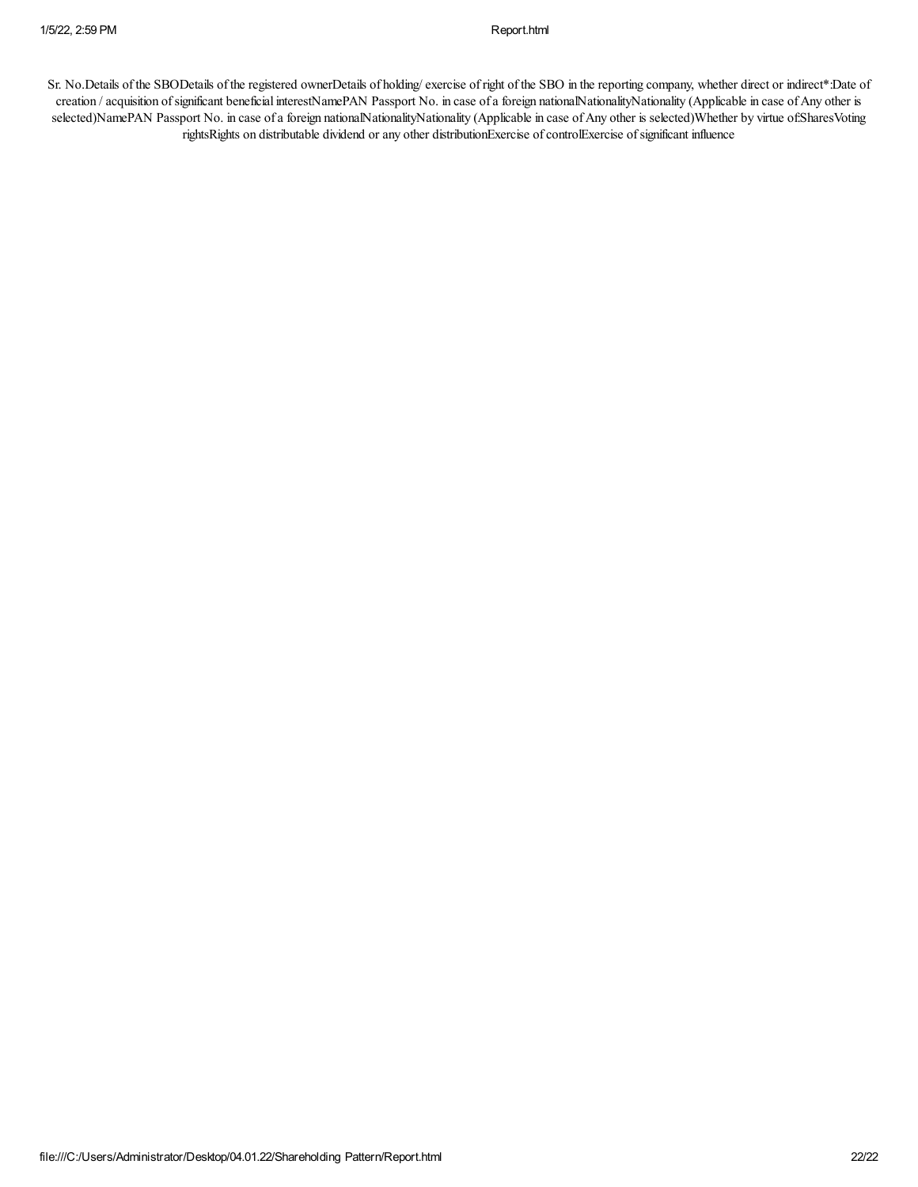| Sr. No. | Details of the SBO | | | | Details of the registered owner | | | | Details of holding/ exercise of right of the SBO in the reporting company, whether direct or indirect*: | | | | | Date of creation / acquisition of significant beneficial interest |
|---|---|---|---|---|---|---|---|---|---|---|---|---|---|---|
| | Name | PAN | Passport No. in case of a foreign national | Nationality | Nationality (Applicable in case of Any other is selected) | Name | PAN | Passport No. in case of a foreign national | Nationality | Nationality (Applicable in case of Any other is selected) | Whether by virtue of: | | | | | |
| | | | | | | | | | | | Shares | Voting rights | Rights on distributable dividend or any other distribution | Exercise of control | Exercise of significant influence | |